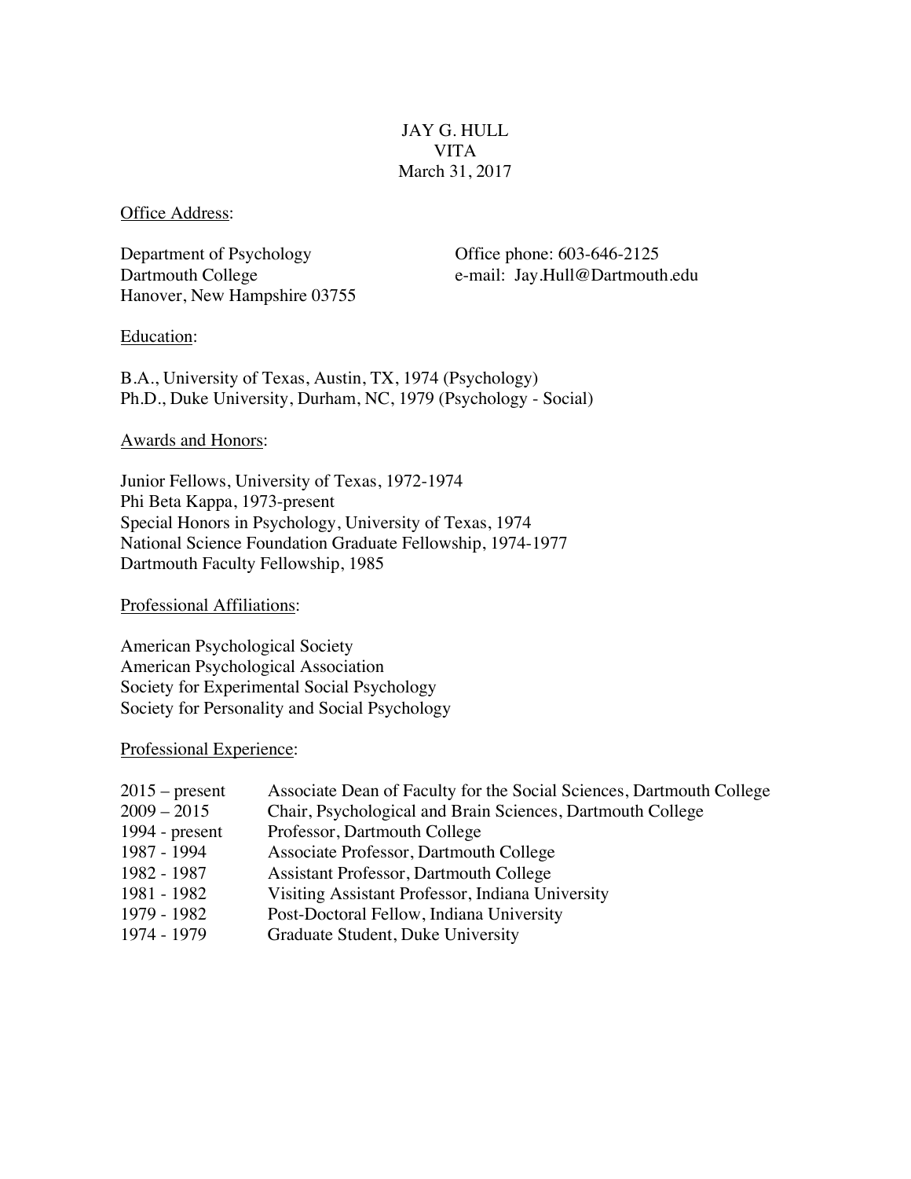# JAY G. HULL
## VITA
March 31, 2017

Office Address:

Department of Psychology
Dartmouth College
Hanover, New Hampshire 03755

Office phone: 603-646-2125
e-mail: Jay.Hull@Dartmouth.edu

Education:

B.A., University of Texas, Austin, TX, 1974 (Psychology)
Ph.D., Duke University, Durham, NC, 1979 (Psychology - Social)

Awards and Honors:

Junior Fellows, University of Texas, 1972-1974
Phi Beta Kappa, 1973-present
Special Honors in Psychology, University of Texas, 1974
National Science Foundation Graduate Fellowship, 1974-1977
Dartmouth Faculty Fellowship, 1985

Professional Affiliations:

American Psychological Society
American Psychological Association
Society for Experimental Social Psychology
Society for Personality and Social Psychology

Professional Experience:

| | |
|---|---|
| 2015 – present | Associate Dean of Faculty for the Social Sciences, Dartmouth College |
| 2009 – 2015 | Chair, Psychological and Brain Sciences, Dartmouth College |
| 1994 - present | Professor, Dartmouth College |
| 1987 - 1994 | Associate Professor, Dartmouth College |
| 1982 - 1987 | Assistant Professor, Dartmouth College |
| 1981 - 1982 | Visiting Assistant Professor, Indiana University |
| 1979 - 1982 | Post-Doctoral Fellow, Indiana University |
| 1974 - 1979 | Graduate Student, Duke University |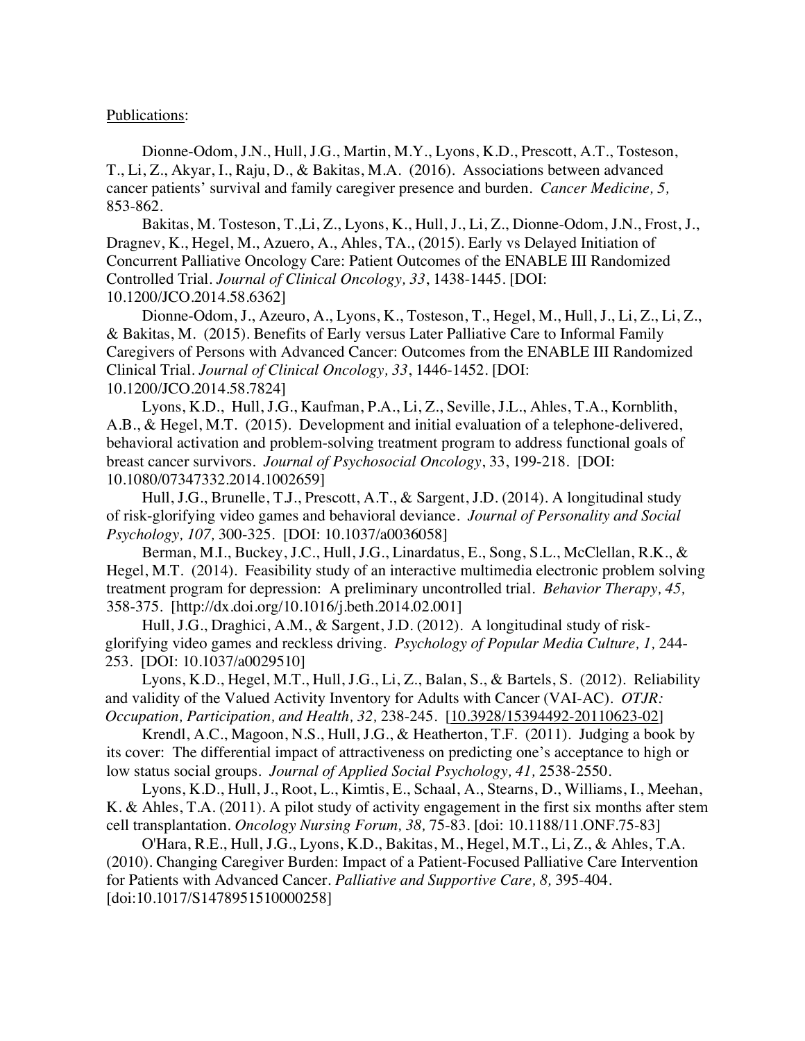Publications:

Dionne-Odom, J.N., Hull, J.G., Martin, M.Y., Lyons, K.D., Prescott, A.T., Tosteson, T., Li, Z., Akyar, I., Raju, D., & Bakitas, M.A. (2016). Associations between advanced cancer patients' survival and family caregiver presence and burden. *Cancer Medicine, 5,* 853-862.

Bakitas, M. Tosteson, T.,Li, Z., Lyons, K., Hull, J., Li, Z., Dionne-Odom, J.N., Frost, J., Dragnev, K., Hegel, M., Azuero, A., Ahles, TA., (2015). Early vs Delayed Initiation of Concurrent Palliative Oncology Care: Patient Outcomes of the ENABLE III Randomized Controlled Trial. *Journal of Clinical Oncology, 33*, 1438-1445. [DOI: 10.1200/JCO.2014.58.6362]

Dionne-Odom, J., Azeuro, A., Lyons, K., Tosteson, T., Hegel, M., Hull, J., Li, Z., Li, Z., & Bakitas, M. (2015). Benefits of Early versus Later Palliative Care to Informal Family Caregivers of Persons with Advanced Cancer: Outcomes from the ENABLE III Randomized Clinical Trial. *Journal of Clinical Oncology, 33*, 1446-1452. [DOI: 10.1200/JCO.2014.58.7824]

Lyons, K.D., Hull, J.G., Kaufman, P.A., Li, Z., Seville, J.L., Ahles, T.A., Kornblith, A.B., & Hegel, M.T. (2015). Development and initial evaluation of a telephone-delivered, behavioral activation and problem-solving treatment program to address functional goals of breast cancer survivors. *Journal of Psychosocial Oncology*, 33, 199-218. [DOI: 10.1080/07347332.2014.1002659]

Hull, J.G., Brunelle, T.J., Prescott, A.T., & Sargent, J.D. (2014). A longitudinal study of risk-glorifying video games and behavioral deviance. *Journal of Personality and Social Psychology, 107,* 300-325. [DOI: 10.1037/a0036058]

Berman, M.I., Buckey, J.C., Hull, J.G., Linardatus, E., Song, S.L., McClellan, R.K., & Hegel, M.T. (2014). Feasibility study of an interactive multimedia electronic problem solving treatment program for depression: A preliminary uncontrolled trial. *Behavior Therapy, 45,* 358-375. [http://dx.doi.org/10.1016/j.beth.2014.02.001]

Hull, J.G., Draghici, A.M., & Sargent, J.D. (2012). A longitudinal study of risk-glorifying video games and reckless driving. *Psychology of Popular Media Culture, 1,* 244-253. [DOI: 10.1037/a0029510]

Lyons, K.D., Hegel, M.T., Hull, J.G., Li, Z., Balan, S., & Bartels, S. (2012). Reliability and validity of the Valued Activity Inventory for Adults with Cancer (VAI-AC). *OTJR: Occupation, Participation, and Health, 32,* 238-245. [10.3928/15394492-20110623-02]

Krendl, A.C., Magoon, N.S., Hull, J.G., & Heatherton, T.F. (2011). Judging a book by its cover: The differential impact of attractiveness on predicting one's acceptance to high or low status social groups. *Journal of Applied Social Psychology, 41,* 2538-2550.

Lyons, K.D., Hull, J., Root, L., Kimtis, E., Schaal, A., Stearns, D., Williams, I., Meehan, K. & Ahles, T.A. (2011). A pilot study of activity engagement in the first six months after stem cell transplantation. *Oncology Nursing Forum, 38,* 75-83. [doi: 10.1188/11.ONF.75-83]

O'Hara, R.E., Hull, J.G., Lyons, K.D., Bakitas, M., Hegel, M.T., Li, Z., & Ahles, T.A. (2010). Changing Caregiver Burden: Impact of a Patient-Focused Palliative Care Intervention for Patients with Advanced Cancer. *Palliative and Supportive Care, 8,* 395-404. [doi:10.1017/S1478951510000258]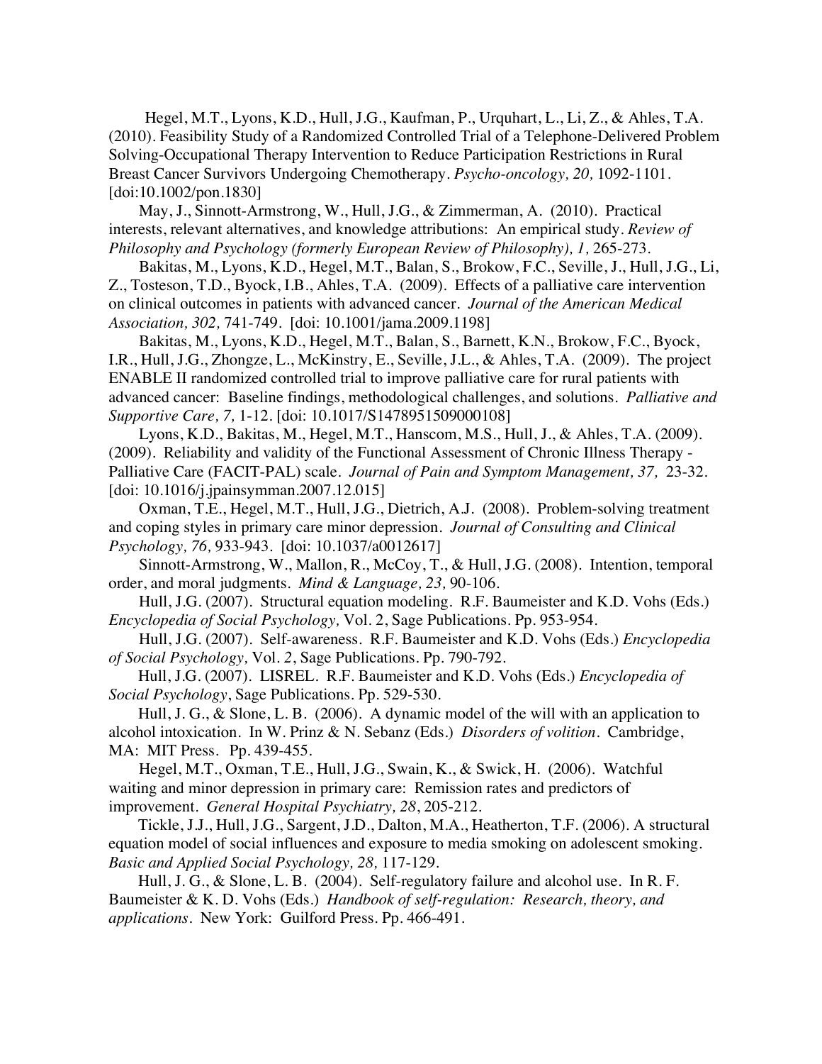Hegel, M.T., Lyons, K.D., Hull, J.G., Kaufman, P., Urquhart, L., Li, Z., & Ahles, T.A. (2010). Feasibility Study of a Randomized Controlled Trial of a Telephone-Delivered Problem Solving-Occupational Therapy Intervention to Reduce Participation Restrictions in Rural Breast Cancer Survivors Undergoing Chemotherapy. *Psycho-oncology, 20,* 1092-1101. [doi:10.1002/pon.1830]

May, J., Sinnott-Armstrong, W., Hull, J.G., & Zimmerman, A. (2010). Practical interests, relevant alternatives, and knowledge attributions: An empirical study. *Review of Philosophy and Psychology (formerly European Review of Philosophy), 1,* 265-273.

Bakitas, M., Lyons, K.D., Hegel, M.T., Balan, S., Brokow, F.C., Seville, J., Hull, J.G., Li, Z., Tosteson, T.D., Byock, I.B., Ahles, T.A. (2009). Effects of a palliative care intervention on clinical outcomes in patients with advanced cancer. *Journal of the American Medical Association, 302,* 741-749. [doi: 10.1001/jama.2009.1198]

Bakitas, M., Lyons, K.D., Hegel, M.T., Balan, S., Barnett, K.N., Brokow, F.C., Byock, I.R., Hull, J.G., Zhongze, L., McKinstry, E., Seville, J.L., & Ahles, T.A. (2009). The project ENABLE II randomized controlled trial to improve palliative care for rural patients with advanced cancer: Baseline findings, methodological challenges, and solutions. *Palliative and Supportive Care, 7,* 1-12. [doi: 10.1017/S1478951509000108]

Lyons, K.D., Bakitas, M., Hegel, M.T., Hanscom, M.S., Hull, J., & Ahles, T.A. (2009). (2009). Reliability and validity of the Functional Assessment of Chronic Illness Therapy - Palliative Care (FACIT-PAL) scale. *Journal of Pain and Symptom Management, 37,* 23-32. [doi: 10.1016/j.jpainsymman.2007.12.015]

Oxman, T.E., Hegel, M.T., Hull, J.G., Dietrich, A.J. (2008). Problem-solving treatment and coping styles in primary care minor depression. *Journal of Consulting and Clinical Psychology, 76,* 933-943. [doi: 10.1037/a0012617]

Sinnott-Armstrong, W., Mallon, R., McCoy, T., & Hull, J.G. (2008). Intention, temporal order, and moral judgments. *Mind & Language, 23,* 90-106.

Hull, J.G. (2007). Structural equation modeling. R.F. Baumeister and K.D. Vohs (Eds.) *Encyclopedia of Social Psychology,* Vol. 2, Sage Publications. Pp. 953-954.

Hull, J.G. (2007). Self-awareness. R.F. Baumeister and K.D. Vohs (Eds.) *Encyclopedia of Social Psychology,* Vol. *2*, Sage Publications. Pp. 790-792.

Hull, J.G. (2007). LISREL. R.F. Baumeister and K.D. Vohs (Eds.) *Encyclopedia of Social Psychology*, Sage Publications. Pp. 529-530.

Hull, J. G., & Slone, L. B. (2006). A dynamic model of the will with an application to alcohol intoxication. In W. Prinz & N. Sebanz (Eds.) *Disorders of volition*. Cambridge, MA: MIT Press. Pp. 439-455.

Hegel, M.T., Oxman, T.E., Hull, J.G., Swain, K., & Swick, H. (2006). Watchful waiting and minor depression in primary care: Remission rates and predictors of improvement. *General Hospital Psychiatry, 28*, 205-212.

Tickle, J.J., Hull, J.G., Sargent, J.D., Dalton, M.A., Heatherton, T.F. (2006). A structural equation model of social influences and exposure to media smoking on adolescent smoking. *Basic and Applied Social Psychology, 28,* 117-129.

Hull, J. G., & Slone, L. B. (2004). Self-regulatory failure and alcohol use. In R. F. Baumeister & K. D. Vohs (Eds.) *Handbook of self-regulation: Research, theory, and applications*. New York: Guilford Press. Pp. 466-491.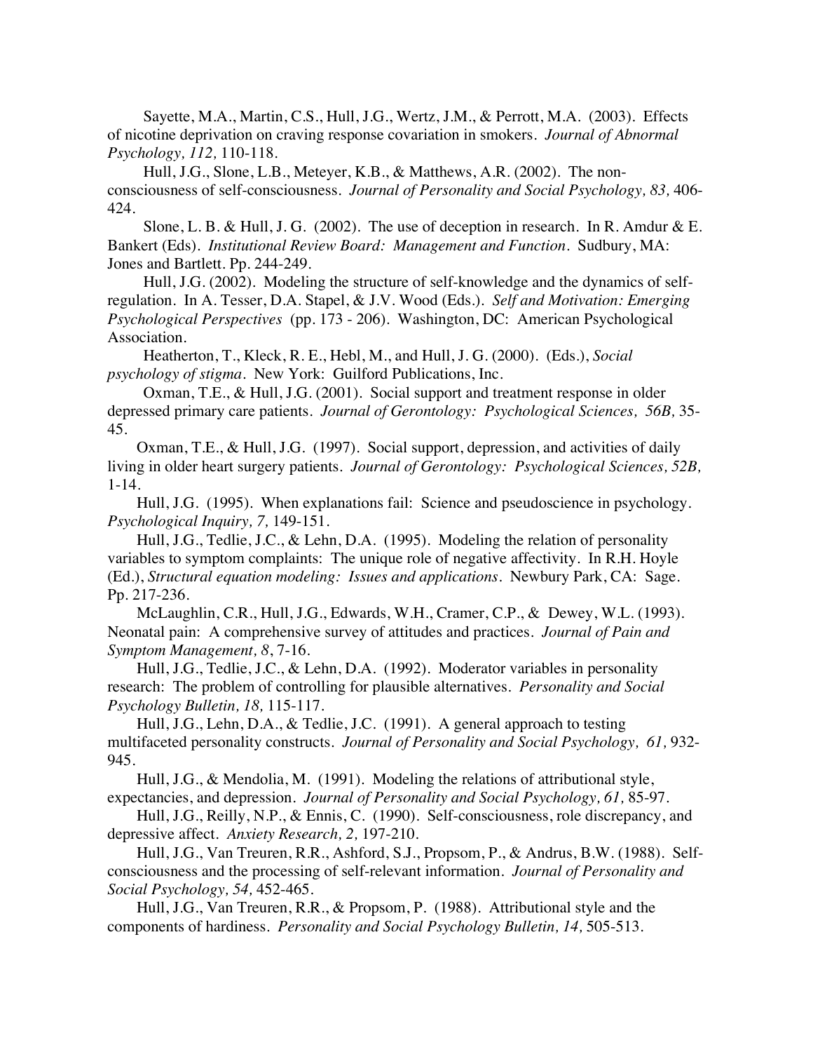Sayette, M.A., Martin, C.S., Hull, J.G., Wertz, J.M., & Perrott, M.A. (2003). Effects of nicotine deprivation on craving response covariation in smokers. *Journal of Abnormal Psychology, 112,* 110-118.

Hull, J.G., Slone, L.B., Meteyer, K.B., & Matthews, A.R. (2002). The non-consciousness of self-consciousness. *Journal of Personality and Social Psychology, 83,* 406-424.

Slone, L. B. & Hull, J. G. (2002). The use of deception in research. In R. Amdur & E. Bankert (Eds). *Institutional Review Board: Management and Function*. Sudbury, MA: Jones and Bartlett. Pp. 244-249.

Hull, J.G. (2002). Modeling the structure of self-knowledge and the dynamics of self-regulation. In A. Tesser, D.A. Stapel, & J.V. Wood (Eds.). *Self and Motivation: Emerging Psychological Perspectives* (pp. 173 - 206). Washington, DC: American Psychological Association.

Heatherton, T., Kleck, R. E., Hebl, M., and Hull, J. G. (2000). (Eds.), *Social psychology of stigma*. New York: Guilford Publications, Inc.

Oxman, T.E., & Hull, J.G. (2001). Social support and treatment response in older depressed primary care patients. *Journal of Gerontology: Psychological Sciences, 56B,* 35-45.

Oxman, T.E., & Hull, J.G. (1997). Social support, depression, and activities of daily living in older heart surgery patients. *Journal of Gerontology: Psychological Sciences, 52B,* 1-14.

Hull, J.G. (1995). When explanations fail: Science and pseudoscience in psychology. *Psychological Inquiry, 7,* 149-151.

Hull, J.G., Tedlie, J.C., & Lehn, D.A. (1995). Modeling the relation of personality variables to symptom complaints: The unique role of negative affectivity. In R.H. Hoyle (Ed.), *Structural equation modeling: Issues and applications*. Newbury Park, CA: Sage. Pp. 217-236.

McLaughlin, C.R., Hull, J.G., Edwards, W.H., Cramer, C.P., & Dewey, W.L. (1993). Neonatal pain: A comprehensive survey of attitudes and practices. *Journal of Pain and Symptom Management, 8*, 7-16.

Hull, J.G., Tedlie, J.C., & Lehn, D.A. (1992). Moderator variables in personality research: The problem of controlling for plausible alternatives. *Personality and Social Psychology Bulletin, 18,* 115-117.

Hull, J.G., Lehn, D.A., & Tedlie, J.C. (1991). A general approach to testing multifaceted personality constructs. *Journal of Personality and Social Psychology, 61,* 932-945.

Hull, J.G., & Mendolia, M. (1991). Modeling the relations of attributional style, expectancies, and depression. *Journal of Personality and Social Psychology, 61,* 85-97.

Hull, J.G., Reilly, N.P., & Ennis, C. (1990). Self-consciousness, role discrepancy, and depressive affect. *Anxiety Research, 2,* 197-210.

Hull, J.G., Van Treuren, R.R., Ashford, S.J., Propsom, P., & Andrus, B.W. (1988). Self-consciousness and the processing of self-relevant information. *Journal of Personality and Social Psychology, 54,* 452-465.

Hull, J.G., Van Treuren, R.R., & Propsom, P. (1988). Attributional style and the components of hardiness. *Personality and Social Psychology Bulletin, 14,* 505-513.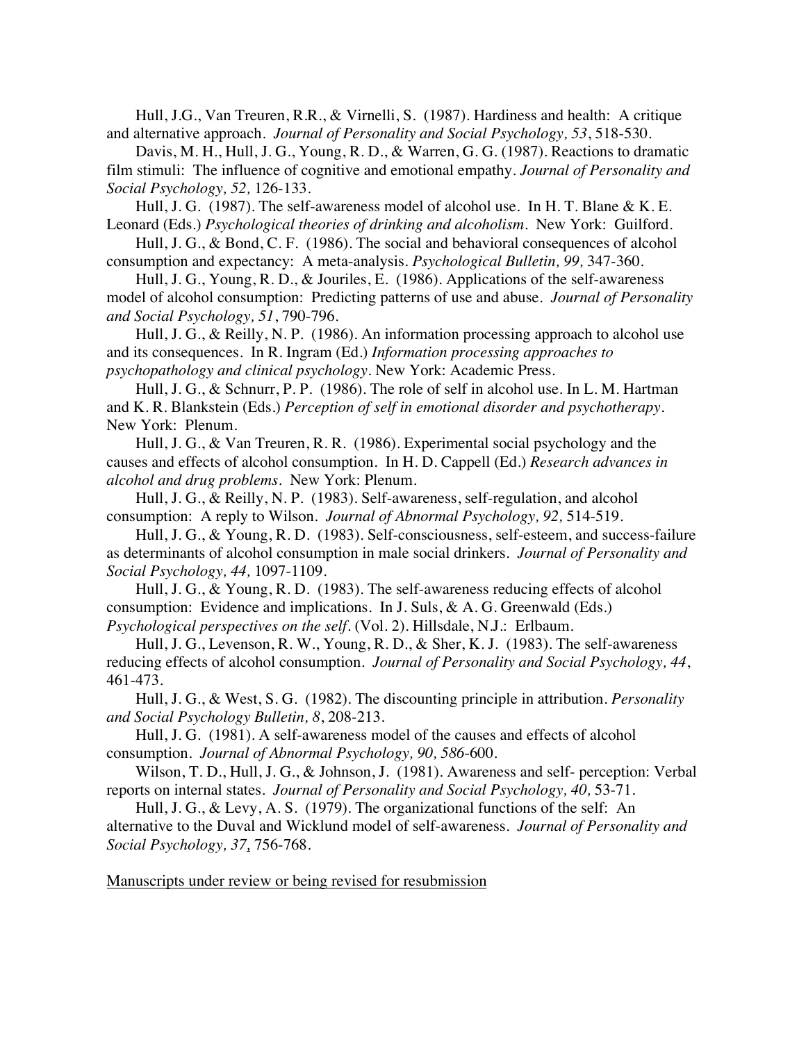Hull, J.G., Van Treuren, R.R., & Virnelli, S. (1987). Hardiness and health: A critique and alternative approach. *Journal of Personality and Social Psychology, 53*, 518-530.

Davis, M. H., Hull, J. G., Young, R. D., & Warren, G. G. (1987). Reactions to dramatic film stimuli: The influence of cognitive and emotional empathy. *Journal of Personality and Social Psychology, 52,* 126-133.

Hull, J. G. (1987). The self-awareness model of alcohol use. In H. T. Blane & K. E. Leonard (Eds.) *Psychological theories of drinking and alcoholism*. New York: Guilford.

Hull, J. G., & Bond, C. F. (1986). The social and behavioral consequences of alcohol consumption and expectancy: A meta-analysis. *Psychological Bulletin, 99,* 347-360.

Hull, J. G., Young, R. D., & Jouriles, E. (1986). Applications of the self-awareness model of alcohol consumption: Predicting patterns of use and abuse. *Journal of Personality and Social Psychology, 51*, 790-796.

Hull, J. G., & Reilly, N. P. (1986). An information processing approach to alcohol use and its consequences. In R. Ingram (Ed.) *Information processing approaches to psychopathology and clinical psychology*. New York: Academic Press.

Hull, J. G., & Schnurr, P. P. (1986). The role of self in alcohol use. In L. M. Hartman and K. R. Blankstein (Eds.) *Perception of self in emotional disorder and psychotherapy*. New York: Plenum.

Hull, J. G., & Van Treuren, R. R. (1986). Experimental social psychology and the causes and effects of alcohol consumption. In H. D. Cappell (Ed.) *Research advances in alcohol and drug problems*. New York: Plenum.

Hull, J. G., & Reilly, N. P. (1983). Self-awareness, self-regulation, and alcohol consumption: A reply to Wilson. *Journal of Abnormal Psychology, 92,* 514-519.

Hull, J. G., & Young, R. D. (1983). Self-consciousness, self-esteem, and success-failure as determinants of alcohol consumption in male social drinkers. *Journal of Personality and Social Psychology, 44,* 1097-1109.

Hull, J. G., & Young, R. D. (1983). The self-awareness reducing effects of alcohol consumption: Evidence and implications. In J. Suls, & A. G. Greenwald (Eds.) *Psychological perspectives on the self*. (Vol. 2). Hillsdale, N.J.: Erlbaum.

Hull, J. G., Levenson, R. W., Young, R. D., & Sher, K. J. (1983). The self-awareness reducing effects of alcohol consumption. *Journal of Personality and Social Psychology, 44*, 461-473.

Hull, J. G., & West, S. G. (1982). The discounting principle in attribution. *Personality and Social Psychology Bulletin, 8*, 208-213.

Hull, J. G. (1981). A self-awareness model of the causes and effects of alcohol consumption. *Journal of Abnormal Psychology, 90, 586*-600.

Wilson, T. D., Hull, J. G., & Johnson, J. (1981). Awareness and self- perception: Verbal reports on internal states. *Journal of Personality and Social Psychology, 40,* 53-71.

Hull, J. G., & Levy, A. S. (1979). The organizational functions of the self: An alternative to the Duval and Wicklund model of self-awareness. *Journal of Personality and Social Psychology, 37*, 756-768.

Manuscripts under review or being revised for resubmission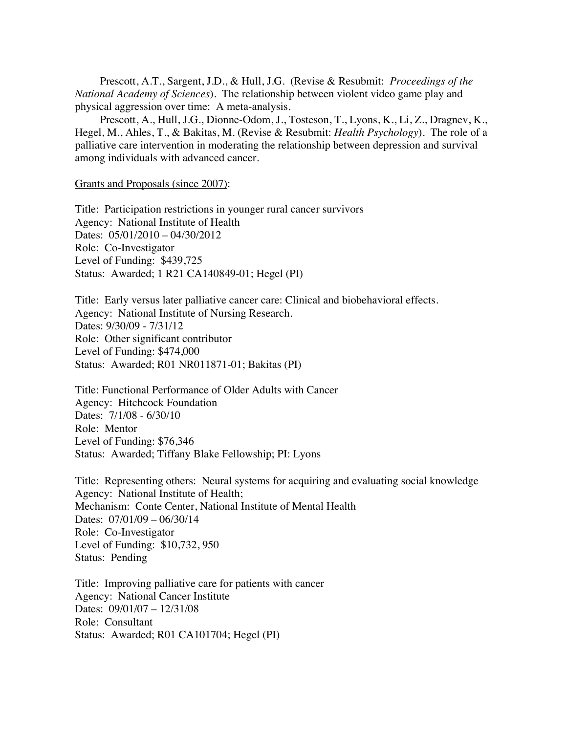Prescott, A.T., Sargent, J.D., & Hull, J.G. (Revise & Resubmit: *Proceedings of the National Academy of Sciences*). The relationship between violent video game play and physical aggression over time: A meta-analysis.

Prescott, A., Hull, J.G., Dionne-Odom, J., Tosteson, T., Lyons, K., Li, Z., Dragnev, K., Hegel, M., Ahles, T., & Bakitas, M. (Revise & Resubmit: *Health Psychology*). The role of a palliative care intervention in moderating the relationship between depression and survival among individuals with advanced cancer.

<u>Grants and Proposals (since 2007)</u>:

Title: Participation restrictions in younger rural cancer survivors
Agency: National Institute of Health
Dates: 05/01/2010 – 04/30/2012
Role: Co-Investigator
Level of Funding: $439,725
Status: Awarded; 1 R21 CA140849-01; Hegel (PI)

Title: Early versus later palliative cancer care: Clinical and biobehavioral effects.
Agency: National Institute of Nursing Research.
Dates: 9/30/09 - 7/31/12
Role: Other significant contributor
Level of Funding: $474,000
Status: Awarded; R01 NR011871-01; Bakitas (PI)

Title: Functional Performance of Older Adults with Cancer
Agency: Hitchcock Foundation
Dates: 7/1/08 - 6/30/10
Role: Mentor
Level of Funding: $76,346
Status: Awarded; Tiffany Blake Fellowship; PI: Lyons

Title: Representing others: Neural systems for acquiring and evaluating social knowledge
Agency: National Institute of Health;
Mechanism: Conte Center, National Institute of Mental Health
Dates: 07/01/09 – 06/30/14
Role: Co-Investigator
Level of Funding: $10,732, 950
Status: Pending

Title: Improving palliative care for patients with cancer
Agency: National Cancer Institute
Dates: 09/01/07 – 12/31/08
Role: Consultant
Status: Awarded; R01 CA101704; Hegel (PI)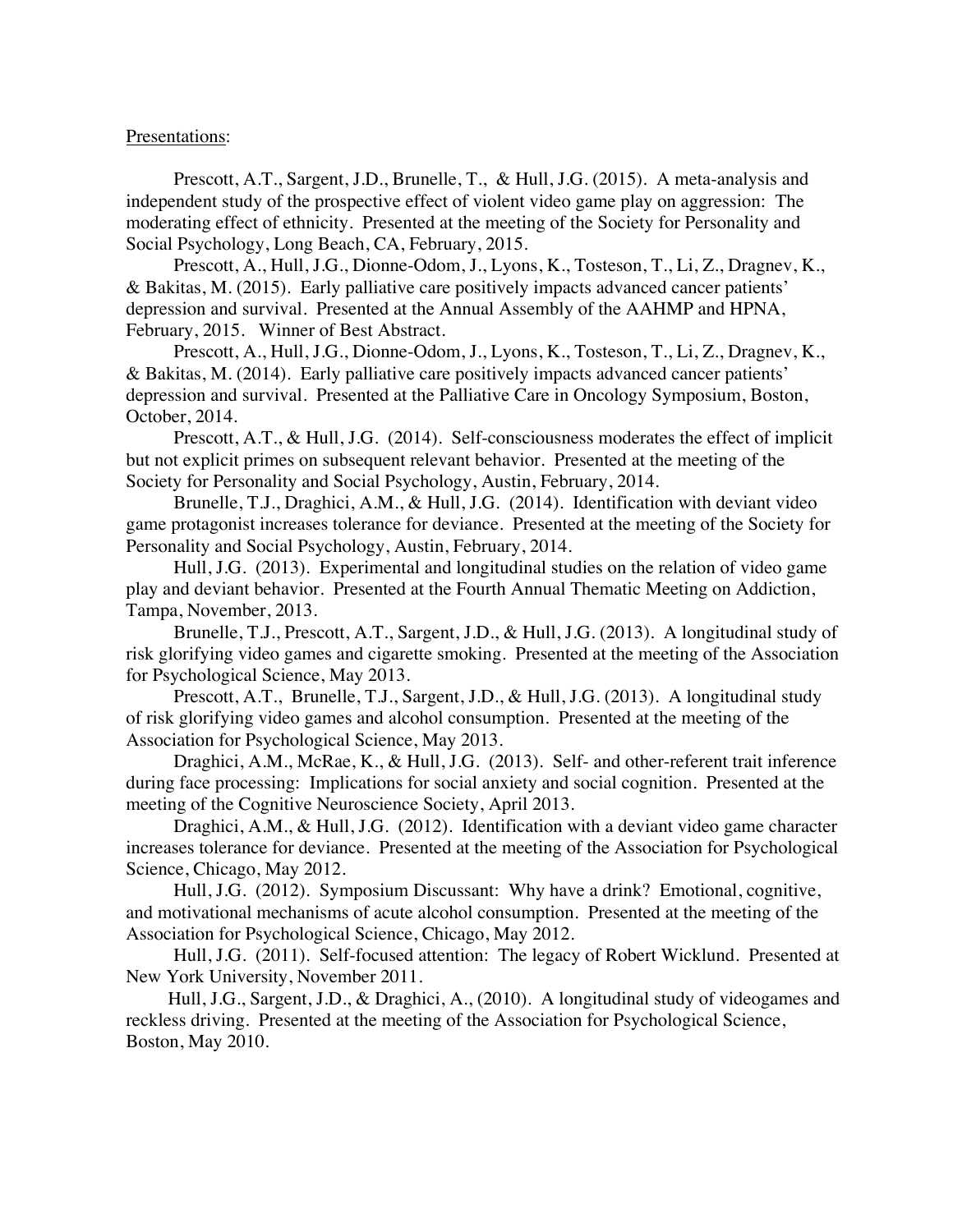Presentations:

Prescott, A.T., Sargent, J.D., Brunelle, T., & Hull, J.G. (2015). A meta-analysis and independent study of the prospective effect of violent video game play on aggression: The moderating effect of ethnicity. Presented at the meeting of the Society for Personality and Social Psychology, Long Beach, CA, February, 2015.

Prescott, A., Hull, J.G., Dionne-Odom, J., Lyons, K., Tosteson, T., Li, Z., Dragnev, K., & Bakitas, M. (2015). Early palliative care positively impacts advanced cancer patients' depression and survival. Presented at the Annual Assembly of the AAHMP and HPNA, February, 2015. Winner of Best Abstract.

Prescott, A., Hull, J.G., Dionne-Odom, J., Lyons, K., Tosteson, T., Li, Z., Dragnev, K., & Bakitas, M. (2014). Early palliative care positively impacts advanced cancer patients' depression and survival. Presented at the Palliative Care in Oncology Symposium, Boston, October, 2014.

Prescott, A.T., & Hull, J.G. (2014). Self-consciousness moderates the effect of implicit but not explicit primes on subsequent relevant behavior. Presented at the meeting of the Society for Personality and Social Psychology, Austin, February, 2014.

Brunelle, T.J., Draghici, A.M., & Hull, J.G. (2014). Identification with deviant video game protagonist increases tolerance for deviance. Presented at the meeting of the Society for Personality and Social Psychology, Austin, February, 2014.

Hull, J.G. (2013). Experimental and longitudinal studies on the relation of video game play and deviant behavior. Presented at the Fourth Annual Thematic Meeting on Addiction, Tampa, November, 2013.

Brunelle, T.J., Prescott, A.T., Sargent, J.D., & Hull, J.G. (2013). A longitudinal study of risk glorifying video games and cigarette smoking. Presented at the meeting of the Association for Psychological Science, May 2013.

Prescott, A.T., Brunelle, T.J., Sargent, J.D., & Hull, J.G. (2013). A longitudinal study of risk glorifying video games and alcohol consumption. Presented at the meeting of the Association for Psychological Science, May 2013.

Draghici, A.M., McRae, K., & Hull, J.G. (2013). Self- and other-referent trait inference during face processing: Implications for social anxiety and social cognition. Presented at the meeting of the Cognitive Neuroscience Society, April 2013.

Draghici, A.M., & Hull, J.G. (2012). Identification with a deviant video game character increases tolerance for deviance. Presented at the meeting of the Association for Psychological Science, Chicago, May 2012.

Hull, J.G. (2012). Symposium Discussant: Why have a drink? Emotional, cognitive, and motivational mechanisms of acute alcohol consumption. Presented at the meeting of the Association for Psychological Science, Chicago, May 2012.

Hull, J.G. (2011). Self-focused attention: The legacy of Robert Wicklund. Presented at New York University, November 2011.

Hull, J.G., Sargent, J.D., & Draghici, A., (2010). A longitudinal study of videogames and reckless driving. Presented at the meeting of the Association for Psychological Science, Boston, May 2010.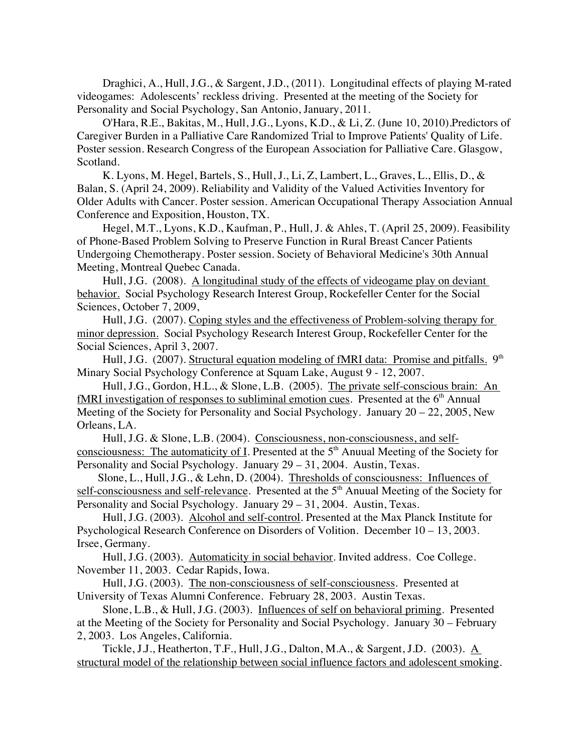Draghici, A., Hull, J.G., & Sargent, J.D., (2011). Longitudinal effects of playing M-rated videogames: Adolescents' reckless driving. Presented at the meeting of the Society for Personality and Social Psychology, San Antonio, January, 2011.

O'Hara, R.E., Bakitas, M., Hull, J.G., Lyons, K.D., & Li, Z. (June 10, 2010).Predictors of Caregiver Burden in a Palliative Care Randomized Trial to Improve Patients' Quality of Life. Poster session. Research Congress of the European Association for Palliative Care. Glasgow, Scotland.

K. Lyons, M. Hegel, Bartels, S., Hull, J., Li, Z, Lambert, L., Graves, L., Ellis, D., & Balan, S. (April 24, 2009). Reliability and Validity of the Valued Activities Inventory for Older Adults with Cancer. Poster session. American Occupational Therapy Association Annual Conference and Exposition, Houston, TX.

Hegel, M.T., Lyons, K.D., Kaufman, P., Hull, J. & Ahles, T. (April 25, 2009). Feasibility of Phone-Based Problem Solving to Preserve Function in Rural Breast Cancer Patients Undergoing Chemotherapy. Poster session. Society of Behavioral Medicine's 30th Annual Meeting, Montreal Quebec Canada.

Hull, J.G. (2008). A longitudinal study of the effects of videogame play on deviant behavior. Social Psychology Research Interest Group, Rockefeller Center for the Social Sciences, October 7, 2009,

Hull, J.G. (2007). Coping styles and the effectiveness of Problem-solving therapy for minor depression. Social Psychology Research Interest Group, Rockefeller Center for the Social Sciences, April 3, 2007.

Hull, J.G. (2007). Structural equation modeling of fMRI data: Promise and pitfalls. 9th Minary Social Psychology Conference at Squam Lake, August 9 - 12, 2007.

Hull, J.G., Gordon, H.L., & Slone, L.B. (2005). The private self-conscious brain: An fMRI investigation of responses to subliminal emotion cues. Presented at the 6th Annual Meeting of the Society for Personality and Social Psychology. January 20 – 22, 2005, New Orleans, LA.

Hull, J.G. & Slone, L.B. (2004). Consciousness, non-consciousness, and self-consciousness: The automaticity of I. Presented at the 5th Anuual Meeting of the Society for Personality and Social Psychology. January 29 – 31, 2004. Austin, Texas.

Slone, L., Hull, J.G., & Lehn, D. (2004). Thresholds of consciousness: Influences of self-consciousness and self-relevance. Presented at the 5th Anuual Meeting of the Society for Personality and Social Psychology. January 29 – 31, 2004. Austin, Texas.

Hull, J.G. (2003). Alcohol and self-control. Presented at the Max Planck Institute for Psychological Research Conference on Disorders of Volition. December 10 – 13, 2003. Irsee, Germany.

Hull, J.G. (2003). Automaticity in social behavior. Invited address. Coe College. November 11, 2003. Cedar Rapids, Iowa.

Hull, J.G. (2003). The non-consciousness of self-consciousness. Presented at University of Texas Alumni Conference. February 28, 2003. Austin Texas.

Slone, L.B., & Hull, J.G. (2003). Influences of self on behavioral priming. Presented at the Meeting of the Society for Personality and Social Psychology. January 30 – February 2, 2003. Los Angeles, California.

Tickle, J.J., Heatherton, T.F., Hull, J.G., Dalton, M.A., & Sargent, J.D. (2003). A structural model of the relationship between social influence factors and adolescent smoking.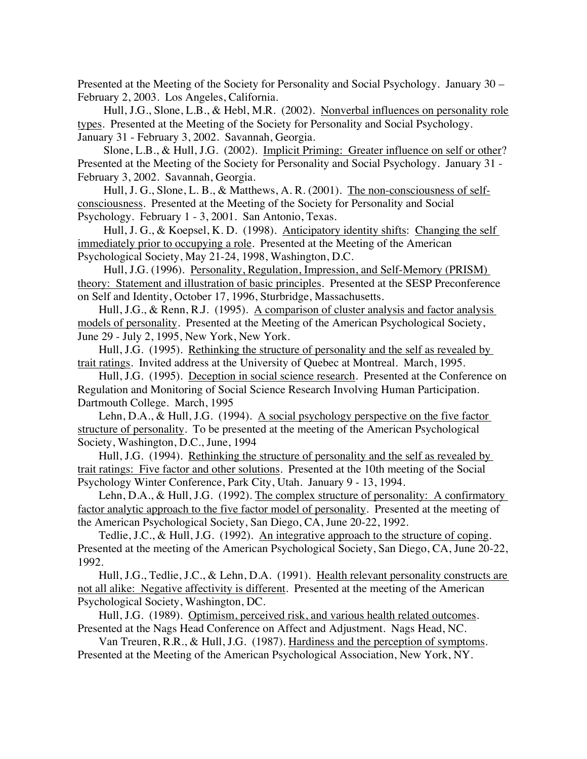Presented at the Meeting of the Society for Personality and Social Psychology. January 30 – February 2, 2003. Los Angeles, California.

Hull, J.G., Slone, L.B., & Hebl, M.R. (2002). Nonverbal influences on personality role types. Presented at the Meeting of the Society for Personality and Social Psychology. January 31 - February 3, 2002. Savannah, Georgia.

Slone, L.B., & Hull, J.G. (2002). Implicit Priming: Greater influence on self or other? Presented at the Meeting of the Society for Personality and Social Psychology. January 31 - February 3, 2002. Savannah, Georgia.

Hull, J. G., Slone, L. B., & Matthews, A. R. (2001). The non-consciousness of self-consciousness. Presented at the Meeting of the Society for Personality and Social Psychology. February 1 - 3, 2001. San Antonio, Texas.

Hull, J. G., & Koepsel, K. D. (1998). Anticipatory identity shifts: Changing the self immediately prior to occupying a role. Presented at the Meeting of the American Psychological Society, May 21-24, 1998, Washington, D.C.

Hull, J.G. (1996). Personality, Regulation, Impression, and Self-Memory (PRISM) theory: Statement and illustration of basic principles. Presented at the SESP Preconference on Self and Identity, October 17, 1996, Sturbridge, Massachusetts.

Hull, J.G., & Renn, R.J. (1995). A comparison of cluster analysis and factor analysis models of personality. Presented at the Meeting of the American Psychological Society, June 29 - July 2, 1995, New York, New York.

Hull, J.G. (1995). Rethinking the structure of personality and the self as revealed by trait ratings. Invited address at the University of Quebec at Montreal. March, 1995.

Hull, J.G. (1995). Deception in social science research. Presented at the Conference on Regulation and Monitoring of Social Science Research Involving Human Participation. Dartmouth College. March, 1995

Lehn, D.A., & Hull, J.G. (1994). A social psychology perspective on the five factor structure of personality. To be presented at the meeting of the American Psychological Society, Washington, D.C., June, 1994

Hull, J.G. (1994). Rethinking the structure of personality and the self as revealed by trait ratings: Five factor and other solutions. Presented at the 10th meeting of the Social Psychology Winter Conference, Park City, Utah. January 9 - 13, 1994.

Lehn, D.A., & Hull, J.G. (1992). The complex structure of personality: A confirmatory factor analytic approach to the five factor model of personality. Presented at the meeting of the American Psychological Society, San Diego, CA, June 20-22, 1992.

Tedlie, J.C., & Hull, J.G. (1992). An integrative approach to the structure of coping. Presented at the meeting of the American Psychological Society, San Diego, CA, June 20-22, 1992.

Hull, J.G., Tedlie, J.C., & Lehn, D.A. (1991). Health relevant personality constructs are not all alike: Negative affectivity is different. Presented at the meeting of the American Psychological Society, Washington, DC.

Hull, J.G. (1989). Optimism, perceived risk, and various health related outcomes. Presented at the Nags Head Conference on Affect and Adjustment. Nags Head, NC.

Van Treuren, R.R., & Hull, J.G. (1987). Hardiness and the perception of symptoms. Presented at the Meeting of the American Psychological Association, New York, NY.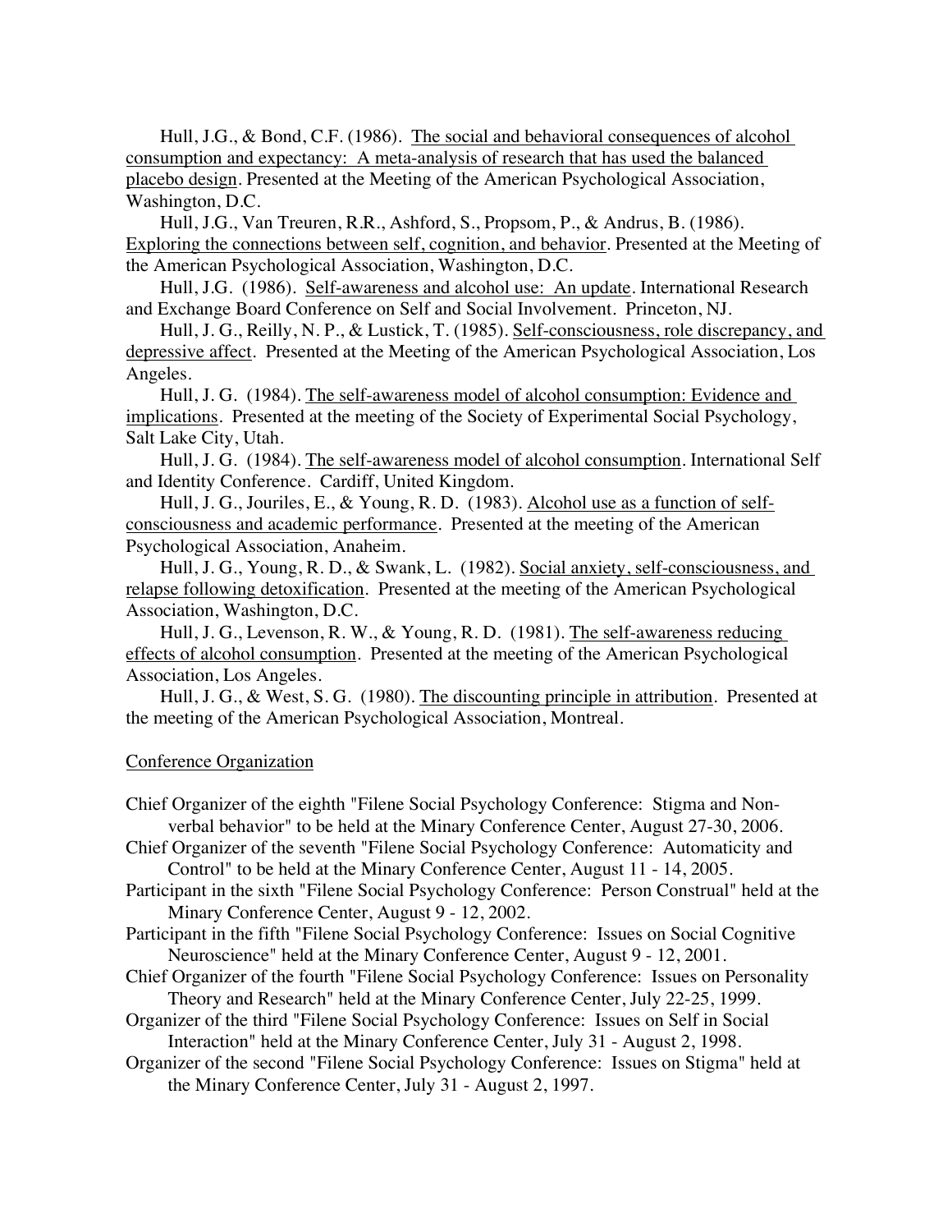Hull, J.G., & Bond, C.F. (1986). <u>The social and behavioral consequences of alcohol consumption and expectancy: A meta-analysis of research that has used the balanced placebo design</u>. Presented at the Meeting of the American Psychological Association, Washington, D.C.

Hull, J.G., Van Treuren, R.R., Ashford, S., Propsom, P., & Andrus, B. (1986). <u>Exploring the connections between self, cognition, and behavior</u>. Presented at the Meeting of the American Psychological Association, Washington, D.C.

Hull, J.G. (1986). <u>Self-awareness and alcohol use: An update</u>. International Research and Exchange Board Conference on Self and Social Involvement. Princeton, NJ.

Hull, J. G., Reilly, N. P., & Lustick, T. (1985). <u>Self-consciousness, role discrepancy, and depressive affect</u>. Presented at the Meeting of the American Psychological Association, Los Angeles.

Hull, J. G. (1984). <u>The self-awareness model of alcohol consumption: Evidence and implications</u>. Presented at the meeting of the Society of Experimental Social Psychology, Salt Lake City, Utah.

Hull, J. G. (1984). <u>The self-awareness model of alcohol consumption</u>. International Self and Identity Conference. Cardiff, United Kingdom.

Hull, J. G., Jouriles, E., & Young, R. D. (1983). <u>Alcohol use as a function of self-consciousness and academic performance</u>. Presented at the meeting of the American Psychological Association, Anaheim.

Hull, J. G., Young, R. D., & Swank, L. (1982). <u>Social anxiety, self-consciousness, and relapse following detoxification</u>. Presented at the meeting of the American Psychological Association, Washington, D.C.

Hull, J. G., Levenson, R. W., & Young, R. D. (1981). <u>The self-awareness reducing effects of alcohol consumption</u>. Presented at the meeting of the American Psychological Association, Los Angeles.

Hull, J. G., & West, S. G. (1980). <u>The discounting principle in attribution</u>. Presented at the meeting of the American Psychological Association, Montreal.

## <u>Conference Organization</u>

Chief Organizer of the eighth "Filene Social Psychology Conference: Stigma and Non-verbal behavior" to be held at the Minary Conference Center, August 27-30, 2006.

Chief Organizer of the seventh "Filene Social Psychology Conference: Automaticity and Control" to be held at the Minary Conference Center, August 11 - 14, 2005.

Participant in the sixth "Filene Social Psychology Conference: Person Construal" held at the Minary Conference Center, August 9 - 12, 2002.

Participant in the fifth "Filene Social Psychology Conference: Issues on Social Cognitive Neuroscience" held at the Minary Conference Center, August 9 - 12, 2001.

Chief Organizer of the fourth "Filene Social Psychology Conference: Issues on Personality Theory and Research" held at the Minary Conference Center, July 22-25, 1999.

Organizer of the third "Filene Social Psychology Conference: Issues on Self in Social Interaction" held at the Minary Conference Center, July 31 - August 2, 1998.

Organizer of the second "Filene Social Psychology Conference: Issues on Stigma" held at the Minary Conference Center, July 31 - August 2, 1997.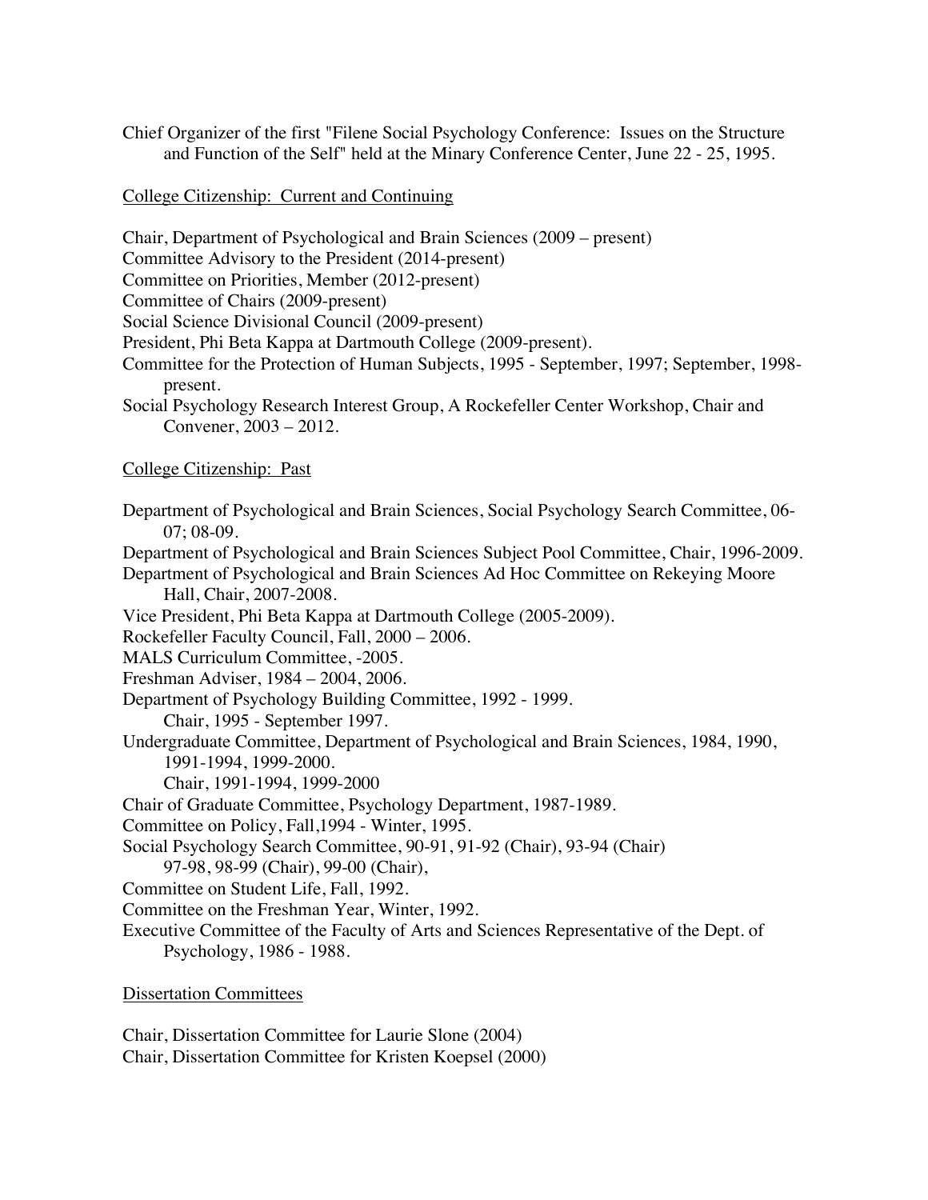Chief Organizer of the first "Filene Social Psychology Conference: Issues on the Structure and Function of the Self" held at the Minary Conference Center, June 22 - 25, 1995.

College Citizenship: Current and Continuing

Chair, Department of Psychological and Brain Sciences (2009 – present)
Committee Advisory to the President (2014-present)
Committee on Priorities, Member (2012-present)
Committee of Chairs (2009-present)
Social Science Divisional Council (2009-present)
President, Phi Beta Kappa at Dartmouth College (2009-present).
Committee for the Protection of Human Subjects, 1995 - September, 1997; September, 1998-present.
Social Psychology Research Interest Group, A Rockefeller Center Workshop, Chair and Convener, 2003 – 2012.

College Citizenship: Past

Department of Psychological and Brain Sciences, Social Psychology Search Committee, 06-07; 08-09.
Department of Psychological and Brain Sciences Subject Pool Committee, Chair, 1996-2009.
Department of Psychological and Brain Sciences Ad Hoc Committee on Rekeying Moore Hall, Chair, 2007-2008.
Vice President, Phi Beta Kappa at Dartmouth College (2005-2009).
Rockefeller Faculty Council, Fall, 2000 – 2006.
MALS Curriculum Committee, -2005.
Freshman Adviser, 1984 – 2004, 2006.
Department of Psychology Building Committee, 1992 - 1999.
    Chair, 1995 - September 1997.
Undergraduate Committee, Department of Psychological and Brain Sciences, 1984, 1990, 1991-1994, 1999-2000.
    Chair, 1991-1994, 1999-2000
Chair of Graduate Committee, Psychology Department, 1987-1989.
Committee on Policy, Fall,1994 - Winter, 1995.
Social Psychology Search Committee, 90-91, 91-92 (Chair), 93-94 (Chair)
    97-98, 98-99 (Chair), 99-00 (Chair),
Committee on Student Life, Fall, 1992.
Committee on the Freshman Year, Winter, 1992.
Executive Committee of the Faculty of Arts and Sciences Representative of the Dept. of Psychology, 1986 - 1988.

Dissertation Committees

Chair, Dissertation Committee for Laurie Slone (2004)
Chair, Dissertation Committee for Kristen Koepsel (2000)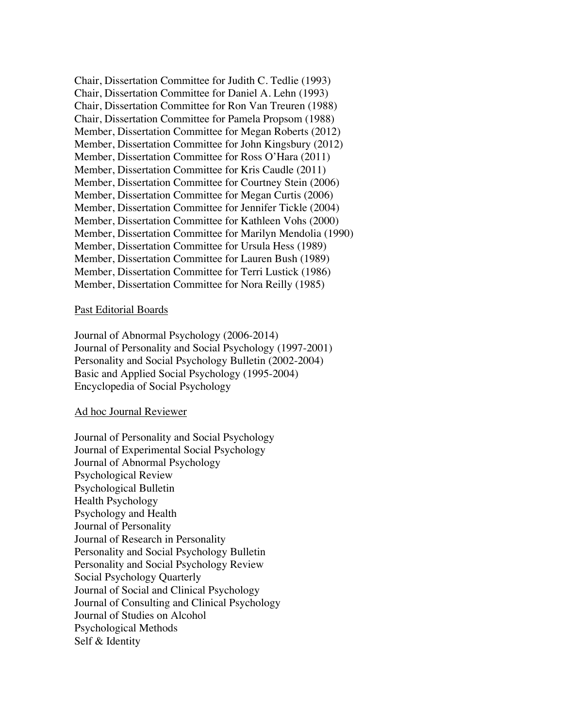Chair, Dissertation Committee for Judith C. Tedlie (1993)
Chair, Dissertation Committee for Daniel A. Lehn (1993)
Chair, Dissertation Committee for Ron Van Treuren (1988)
Chair, Dissertation Committee for Pamela Propsom (1988)
Member, Dissertation Committee for Megan Roberts (2012)
Member, Dissertation Committee for John Kingsbury (2012)
Member, Dissertation Committee for Ross O'Hara (2011)
Member, Dissertation Committee for Kris Caudle (2011)
Member, Dissertation Committee for Courtney Stein (2006)
Member, Dissertation Committee for Megan Curtis (2006)
Member, Dissertation Committee for Jennifer Tickle (2004)
Member, Dissertation Committee for Kathleen Vohs (2000)
Member, Dissertation Committee for Marilyn Mendolia (1990)
Member, Dissertation Committee for Ursula Hess (1989)
Member, Dissertation Committee for Lauren Bush (1989)
Member, Dissertation Committee for Terri Lustick (1986)
Member, Dissertation Committee for Nora Reilly (1985)

<u>Past Editorial Boards</u>

Journal of Abnormal Psychology (2006-2014)
Journal of Personality and Social Psychology (1997-2001)
Personality and Social Psychology Bulletin (2002-2004)
Basic and Applied Social Psychology (1995-2004)
Encyclopedia of Social Psychology

<u>Ad hoc Journal Reviewer</u>

Journal of Personality and Social Psychology
Journal of Experimental Social Psychology
Journal of Abnormal Psychology
Psychological Review
Psychological Bulletin
Health Psychology
Psychology and Health
Journal of Personality
Journal of Research in Personality
Personality and Social Psychology Bulletin
Personality and Social Psychology Review
Social Psychology Quarterly
Journal of Social and Clinical Psychology
Journal of Consulting and Clinical Psychology
Journal of Studies on Alcohol
Psychological Methods
Self & Identity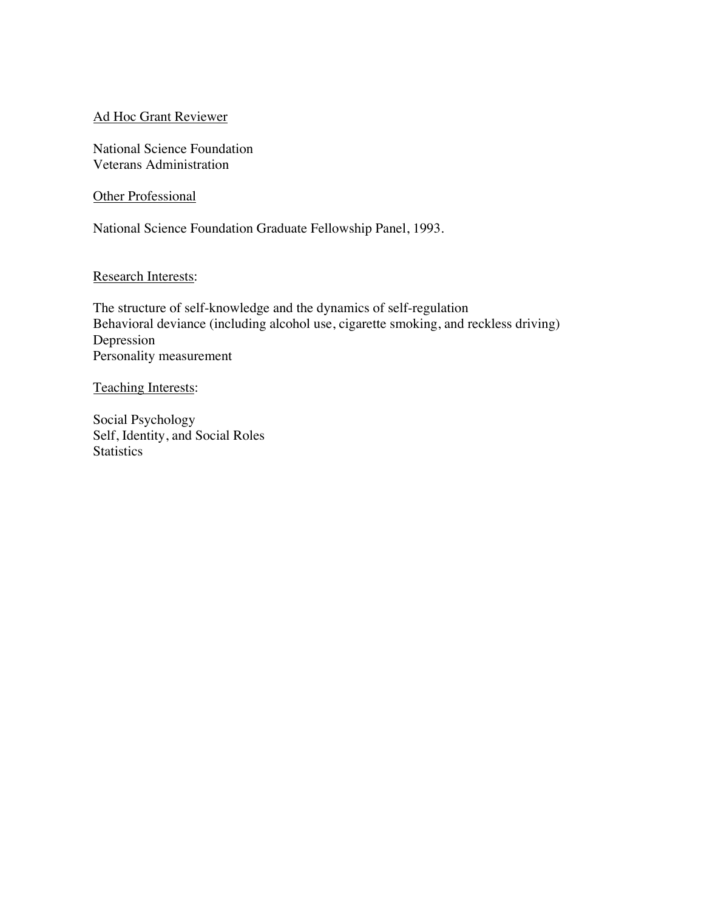<u>Ad Hoc Grant Reviewer</u>

National Science Foundation
Veterans Administration

<u>Other Professional</u>

National Science Foundation Graduate Fellowship Panel, 1993.

<u>Research Interests</u>:

The structure of self-knowledge and the dynamics of self-regulation
Behavioral deviance (including alcohol use, cigarette smoking, and reckless driving)
Depression
Personality measurement

<u>Teaching Interests</u>:

Social Psychology
Self, Identity, and Social Roles
Statistics